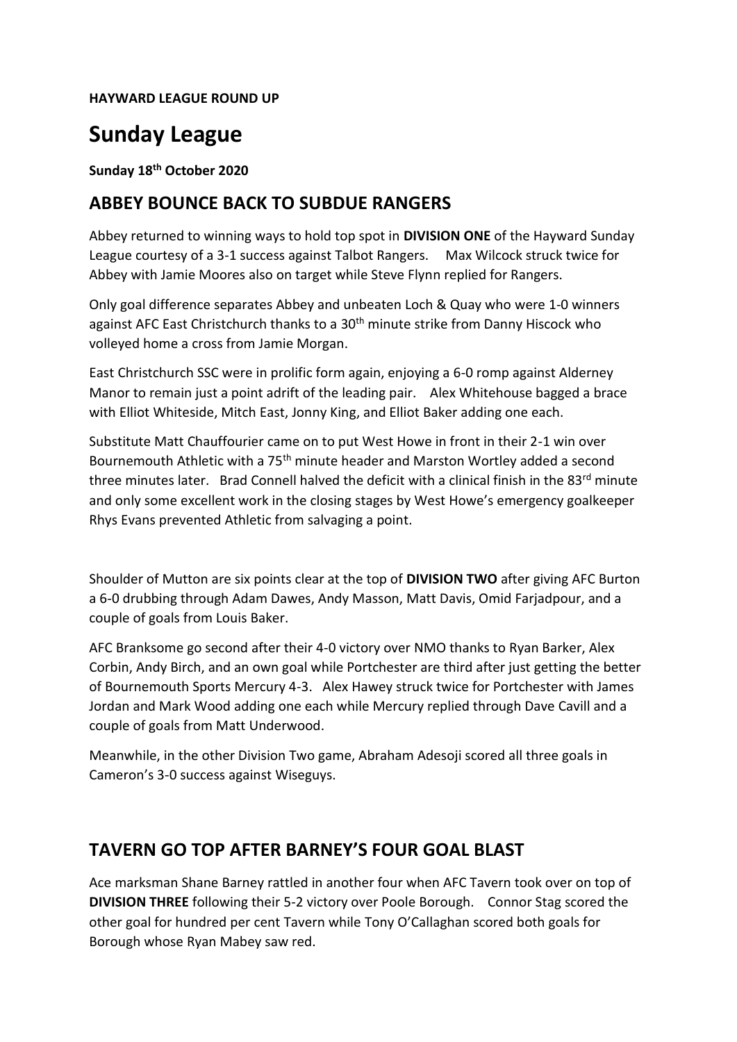**HAYWARD LEAGUE ROUND UP**

# Sunday League

**Sunday 18th October 2020**

## ABBEY BOUNCE BACK TO SUBDUE RANGERS

Abbey returned to winning ways to hold top spot in **DIVISION ONE** of the Hayward Sunday League courtesy of a 3-1 success against Talbot Rangers. Max Wilcock struck twice for Abbey with Jamie Moores also on target while Steve Flynn replied for Rangers.

Only goal difference separates Abbey and unbeaten Loch & Quay who were 1-0 winners against AFC East Christchurch thanks to a 30th minute strike from Danny Hiscock who volleyed home a cross from Jamie Morgan.

East Christchurch SSC were in prolific form again, enjoying a 6-0 romp against Alderney Manor to remain just a point adrift of the leading pair. Alex Whitehouse bagged a brace with Elliot Whiteside, Mitch East, Jonny King, and Elliot Baker adding one each.

Substitute Matt Chauffourier came on to put West Howe in front in their 2-1 win over Bournemouth Athletic with a 75th minute header and Marston Wortley added a second three minutes later. Brad Connell halved the deficit with a clinical finish in the 83rd minute and only some excellent work in the closing stages by West Howe's emergency goalkeeper Rhys Evans prevented Athletic from salvaging a point.

Shoulder of Mutton are six points clear at the top of **DIVISION TWO** after giving AFC Burton a 6-0 drubbing through Adam Dawes, Andy Masson, Matt Davis, Omid Farjadpour, and a couple of goals from Louis Baker.

AFC Branksome go second after their 4-0 victory over NMO thanks to Ryan Barker, Alex Corbin, Andy Birch, and an own goal while Portchester are third after just getting the better of Bournemouth Sports Mercury 4-3. Alex Hawey struck twice for Portchester with James Jordan and Mark Wood adding one each while Mercury replied through Dave Cavill and a couple of goals from Matt Underwood.

Meanwhile, in the other Division Two game, Abraham Adesoji scored all three goals in Cameron's 3-0 success against Wiseguys.

## TAVERN GO TOP AFTER BARNEY'S FOUR GOAL BLAST

Ace marksman Shane Barney rattled in another four when AFC Tavern took over on top of **DIVISION THREE** following their 5-2 victory over Poole Borough. Connor Stag scored the other goal for hundred per cent Tavern while Tony O'Callaghan scored both goals for Borough whose Ryan Mabey saw red.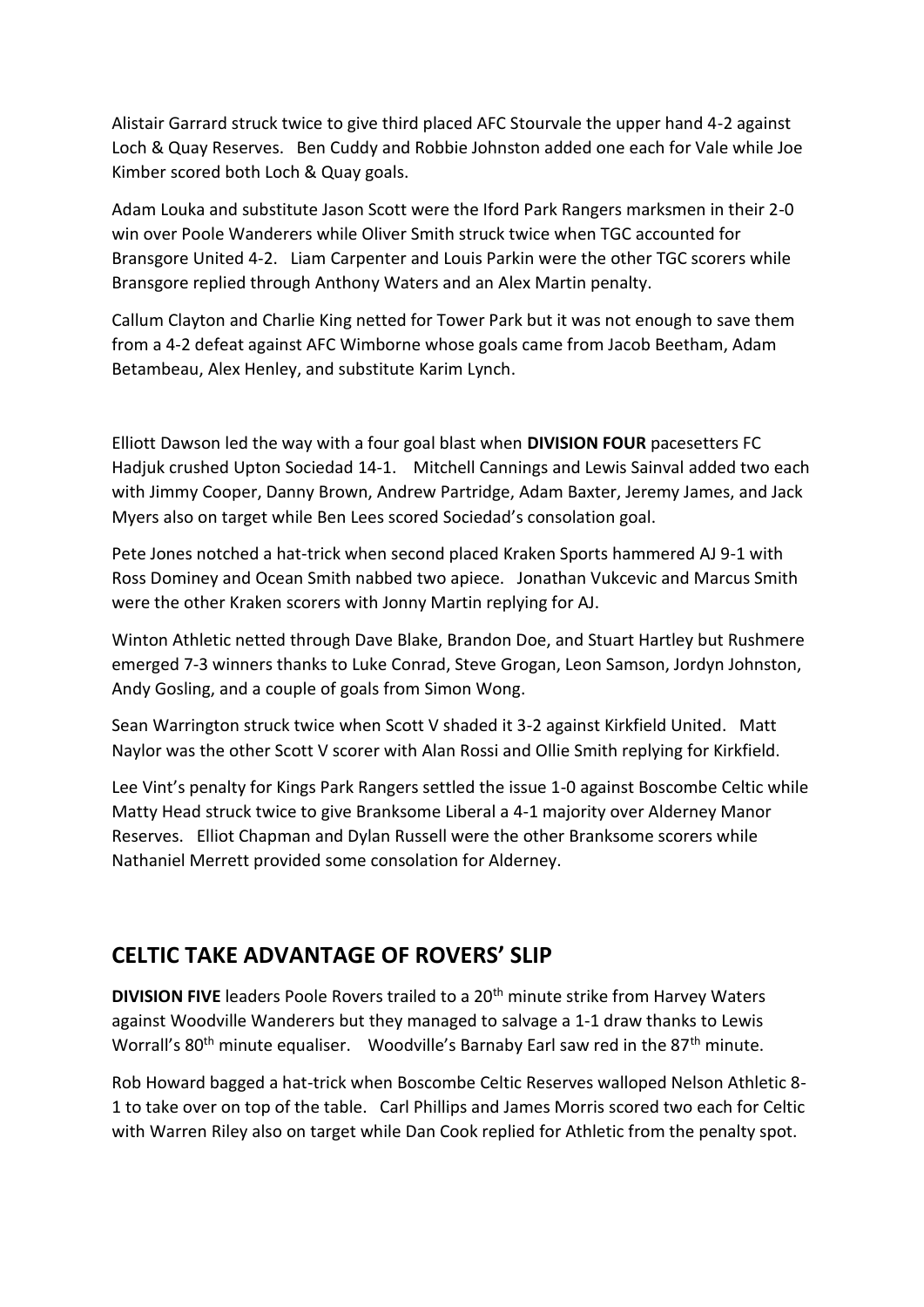Alistair Garrard struck twice to give third placed AFC Stourvale the upper hand 4-2 against Loch & Quay Reserves. Ben Cuddy and Robbie Johnston added one each for Vale while Joe Kimber scored both Loch & Quay goals.

Adam Louka and substitute Jason Scott were the Iford Park Rangers marksmen in their 2-0 win over Poole Wanderers while Oliver Smith struck twice when TGC accounted for Bransgore United 4-2. Liam Carpenter and Louis Parkin were the other TGC scorers while Bransgore replied through Anthony Waters and an Alex Martin penalty.

Callum Clayton and Charlie King netted for Tower Park but it was not enough to save them from a 4-2 defeat against AFC Wimborne whose goals came from Jacob Beetham, Adam Betambeau, Alex Henley, and substitute Karim Lynch.

Elliott Dawson led the way with a four goal blast when **DIVISION FOUR** pacesetters FC Hadjuk crushed Upton Sociedad 14-1. Mitchell Cannings and Lewis Sainval added two each with Jimmy Cooper, Danny Brown, Andrew Partridge, Adam Baxter, Jeremy James, and Jack Myers also on target while Ben Lees scored Sociedad's consolation goal.

Pete Jones notched a hat-trick when second placed Kraken Sports hammered AJ 9-1 with Ross Dominey and Ocean Smith nabbed two apiece. Jonathan Vukcevic and Marcus Smith were the other Kraken scorers with Jonny Martin replying for AJ.

Winton Athletic netted through Dave Blake, Brandon Doe, and Stuart Hartley but Rushmere emerged 7-3 winners thanks to Luke Conrad, Steve Grogan, Leon Samson, Jordyn Johnston, Andy Gosling, and a couple of goals from Simon Wong.

Sean Warrington struck twice when Scott V shaded it 3-2 against Kirkfield United. Matt Naylor was the other Scott V scorer with Alan Rossi and Ollie Smith replying for Kirkfield.

Lee Vint's penalty for Kings Park Rangers settled the issue 1-0 against Boscombe Celtic while Matty Head struck twice to give Branksome Liberal a 4-1 majority over Alderney Manor Reserves. Elliot Chapman and Dylan Russell were the other Branksome scorers while Nathaniel Merrett provided some consolation for Alderney.

## CELTIC TAKE ADVANTAGE OF ROVERS' SLIP

**DIVISION FIVE** leaders Poole Rovers trailed to a 20th minute strike from Harvey Waters against Woodville Wanderers but they managed to salvage a 1-1 draw thanks to Lewis Worrall's 80th minute equaliser. Woodville's Barnaby Earl saw red in the 87th minute.

Rob Howard bagged a hat-trick when Boscombe Celtic Reserves walloped Nelson Athletic 8-1 to take over on top of the table. Carl Phillips and James Morris scored two each for Celtic with Warren Riley also on target while Dan Cook replied for Athletic from the penalty spot.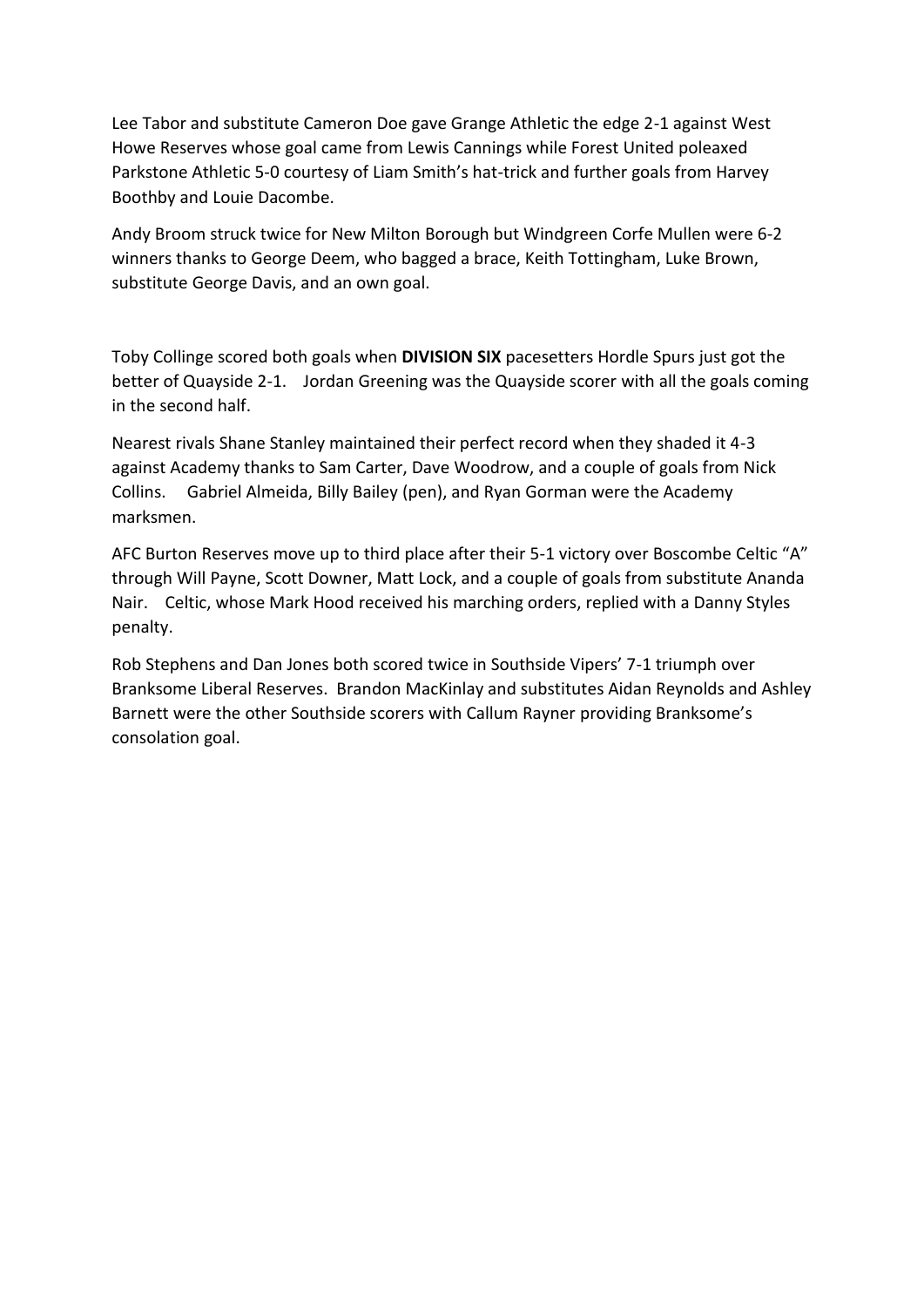Lee Tabor and substitute Cameron Doe gave Grange Athletic the edge 2-1 against West Howe Reserves whose goal came from Lewis Cannings while Forest United poleaxed Parkstone Athletic 5-0 courtesy of Liam Smith's hat-trick and further goals from Harvey Boothby and Louie Dacombe.

Andy Broom struck twice for New Milton Borough but Windgreen Corfe Mullen were 6-2 winners thanks to George Deem, who bagged a brace, Keith Tottingham, Luke Brown, substitute George Davis, and an own goal.

Toby Collinge scored both goals when **DIVISION SIX** pacesetters Hordle Spurs just got the better of Quayside 2-1. Jordan Greening was the Quayside scorer with all the goals coming in the second half.

Nearest rivals Shane Stanley maintained their perfect record when they shaded it 4-3 against Academy thanks to Sam Carter, Dave Woodrow, and a couple of goals from Nick Collins. Gabriel Almeida, Billy Bailey (pen), and Ryan Gorman were the Academy marksmen.

AFC Burton Reserves move up to third place after their 5-1 victory over Boscombe Celtic "A" through Will Payne, Scott Downer, Matt Lock, and a couple of goals from substitute Ananda Nair. Celtic, whose Mark Hood received his marching orders, replied with a Danny Styles penalty.

Rob Stephens and Dan Jones both scored twice in Southside Vipers' 7-1 triumph over Branksome Liberal Reserves. Brandon MacKinlay and substitutes Aidan Reynolds and Ashley Barnett were the other Southside scorers with Callum Rayner providing Branksome's consolation goal.